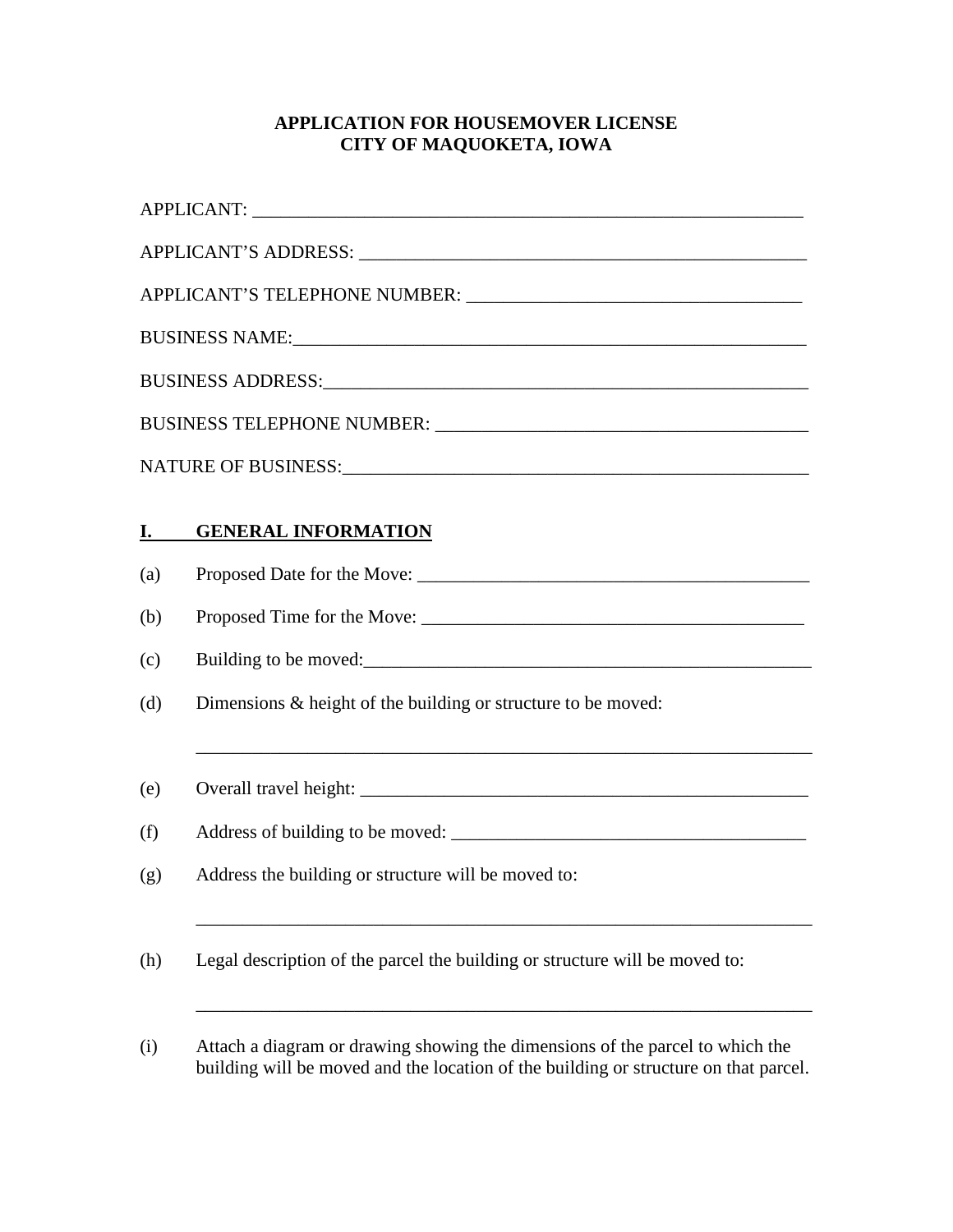# APPLICATION FOR HOUSEMOVER LICENSE
# CITY OF MAQUOKETA, IOWA

APPLICANT: ____________________________________________________________

APPLICANT'S ADDRESS: _________________________________________________

APPLICANT'S TELEPHONE NUMBER: _____________________________________

BUSINESS NAME:_________________________________________________________

BUSINESS ADDRESS:______________________________________________________

BUSINESS TELEPHONE NUMBER: ________________________________________

NATURE OF BUSINESS:____________________________________________________

## I. GENERAL INFORMATION

(a) Proposed Date for the Move: ___________________________________________

(b) Proposed Time for the Move: __________________________________________

(c) Building to be moved:_________________________________________________

(d) Dimensions & height of the building or structure to be moved:

______________________________________________________________________

(e) Overall travel height: __________________________________________________

(f) Address of building to be moved: _____________________________________

(g) Address the building or structure will be moved to:

______________________________________________________________________

(h) Legal description of the parcel the building or structure will be moved to:

______________________________________________________________________

(i) Attach a diagram or drawing showing the dimensions of the parcel to which the building will be moved and the location of the building or structure on that parcel.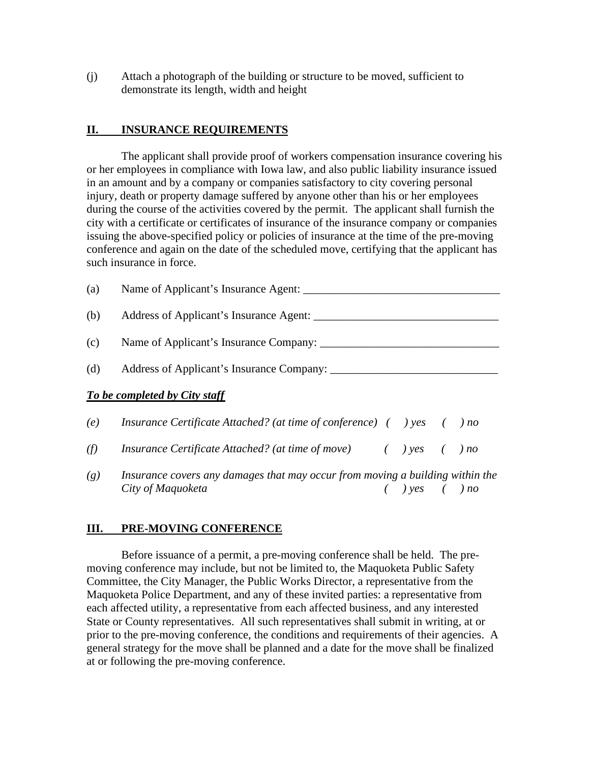(j) Attach a photograph of the building or structure to be moved, sufficient to demonstrate its length, width and height

## II. INSURANCE REQUIREMENTS

The applicant shall provide proof of workers compensation insurance covering his or her employees in compliance with Iowa law, and also public liability insurance issued in an amount and by a company or companies satisfactory to city covering personal injury, death or property damage suffered by anyone other than his or her employees during the course of the activities covered by the permit. The applicant shall furnish the city with a certificate or certificates of insurance of the insurance company or companies issuing the above-specified policy or policies of insurance at the time of the pre-moving conference and again on the date of the scheduled move, certifying that the applicant has such insurance in force.

(a) Name of Applicant's Insurance Agent: ___________________________________

(b) Address of Applicant's Insurance Agent: ________________________________

(c) Name of Applicant's Insurance Company: _______________________________

(d) Address of Applicant's Insurance Company: _____________________________

***To be completed by City staff***

*(e) Insurance Certificate Attached? (at time of conference) (  ) yes (  ) no*

*(f) Insurance Certificate Attached? (at time of move) (  ) yes (  ) no*

*(g) Insurance covers any damages that may occur from moving a building within the City of Maquoketa (  ) yes (  ) no*

## III. PRE-MOVING CONFERENCE

Before issuance of a permit, a pre-moving conference shall be held. The pre-moving conference may include, but not be limited to, the Maquoketa Public Safety Committee, the City Manager, the Public Works Director, a representative from the Maquoketa Police Department, and any of these invited parties: a representative from each affected utility, a representative from each affected business, and any interested State or County representatives. All such representatives shall submit in writing, at or prior to the pre-moving conference, the conditions and requirements of their agencies. A general strategy for the move shall be planned and a date for the move shall be finalized at or following the pre-moving conference.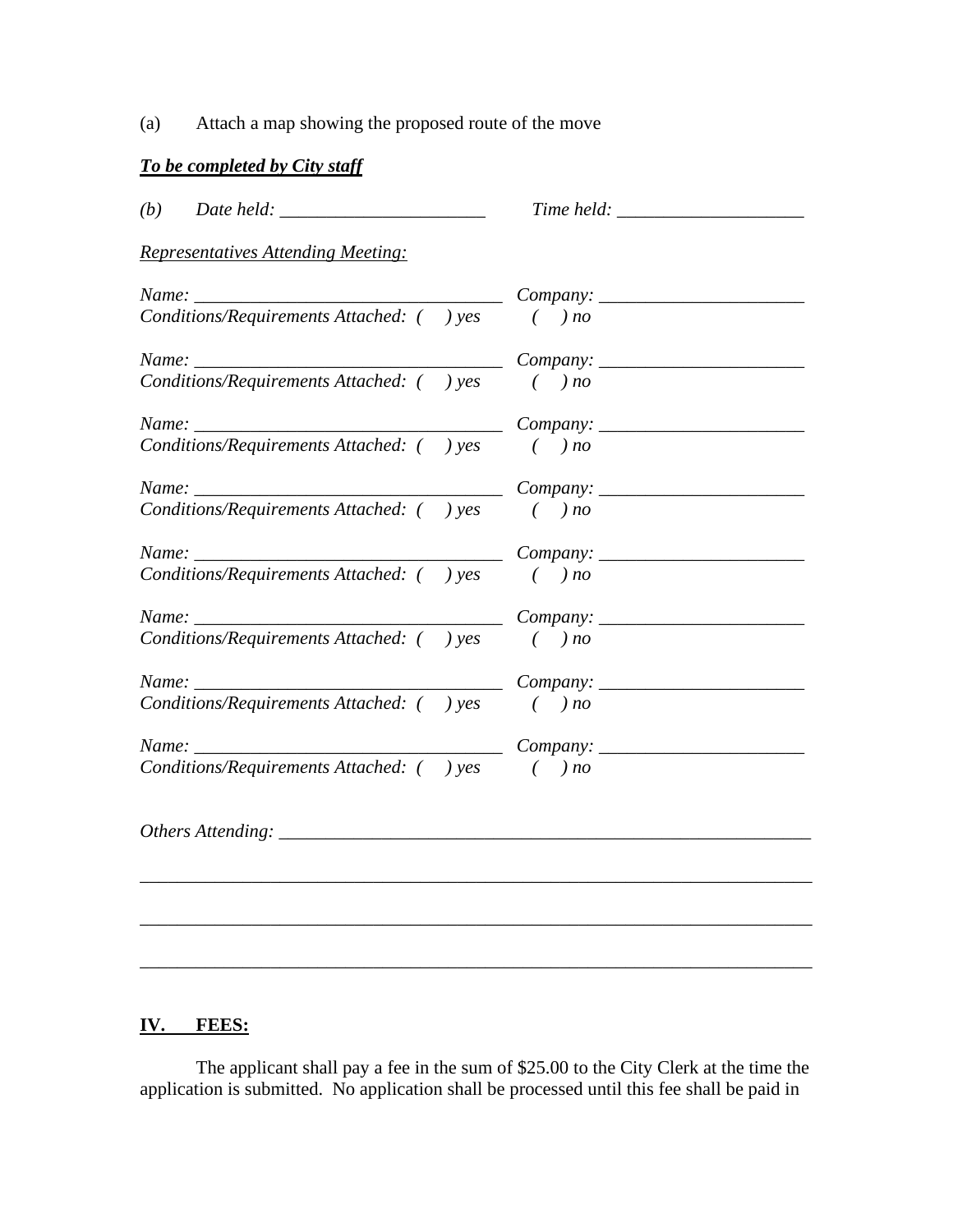(a) Attach a map showing the proposed route of the move

***To be completed by City staff***

*(b) Date held: ______________________ Time held: ____________________*

*Representatives Attending Meeting:*

*Name: _________________________________ Company: ______________________*
*Conditions/Requirements Attached: (   ) yes   (   ) no*

*Name: _________________________________ Company: ______________________*
*Conditions/Requirements Attached: (   ) yes   (   ) no*

*Name: _________________________________ Company: ______________________*
*Conditions/Requirements Attached: (   ) yes   (   ) no*

*Name: _________________________________ Company: ______________________*
*Conditions/Requirements Attached: (   ) yes   (   ) no*

*Name: _________________________________ Company: ______________________*
*Conditions/Requirements Attached: (   ) yes   (   ) no*

*Name: _________________________________ Company: ______________________*
*Conditions/Requirements Attached: (   ) yes   (   ) no*

*Name: _________________________________ Company: ______________________*
*Conditions/Requirements Attached: (   ) yes   (   ) no*

*Name: _________________________________ Company: ______________________*
*Conditions/Requirements Attached: (   ) yes   (   ) no*

*Others Attending: __________________________________________________________*

___________________________________________________________________________

___________________________________________________________________________

___________________________________________________________________________

## IV. FEES:

The applicant shall pay a fee in the sum of $25.00 to the City Clerk at the time the application is submitted. No application shall be processed until this fee shall be paid in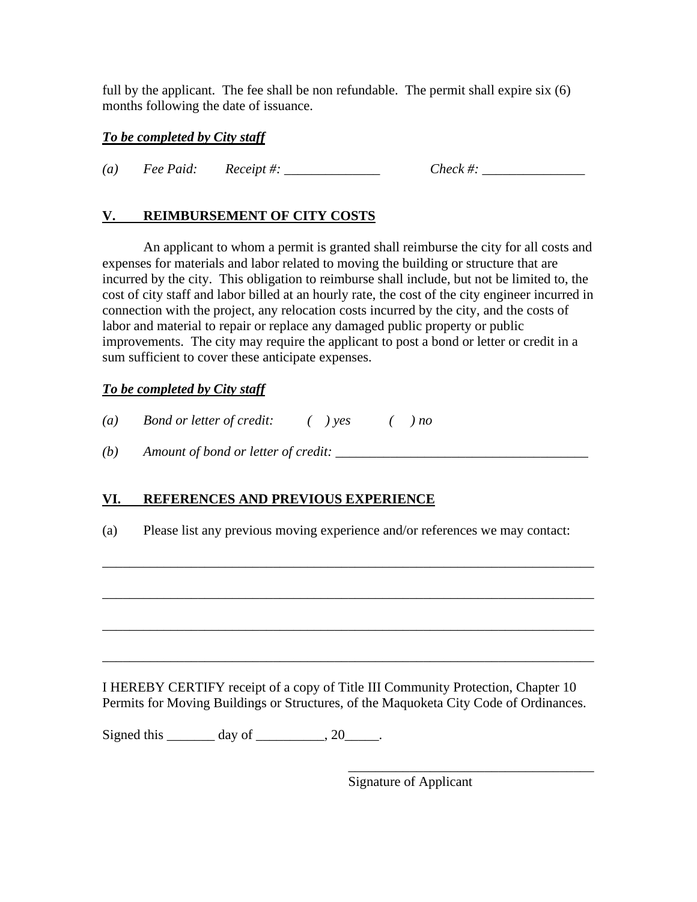full by the applicant. The fee shall be non refundable. The permit shall expire six (6) months following the date of issuance.

***To be completed by City staff***

*(a)* *Fee Paid:* *Receipt #:* ______________ *Check #:* _______________

## V. REIMBURSEMENT OF CITY COSTS

An applicant to whom a permit is granted shall reimburse the city for all costs and expenses for materials and labor related to moving the building or structure that are incurred by the city. This obligation to reimburse shall include, but not be limited to, the cost of city staff and labor billed at an hourly rate, the cost of the city engineer incurred in connection with the project, any relocation costs incurred by the city, and the costs of labor and material to repair or replace any damaged public property or public improvements. The city may require the applicant to post a bond or letter or credit in a sum sufficient to cover these anticipate expenses.

***To be completed by City staff***

*(a)* *Bond or letter of credit:* *( ) yes* *( ) no*

*(b)* *Amount of bond or letter of credit:* _____________________________________

## VI. REFERENCES AND PREVIOUS EXPERIENCE

(a) Please list any previous moving experience and/or references we may contact:

_____________________________________________________________________________

_____________________________________________________________________________

_____________________________________________________________________________

_____________________________________________________________________________

I HEREBY CERTIFY receipt of a copy of Title III Community Protection, Chapter 10 Permits for Moving Buildings or Structures, of the Maquoketa City Code of Ordinances.

Signed this _______ day of __________, 20_____.

_____________________________________
Signature of Applicant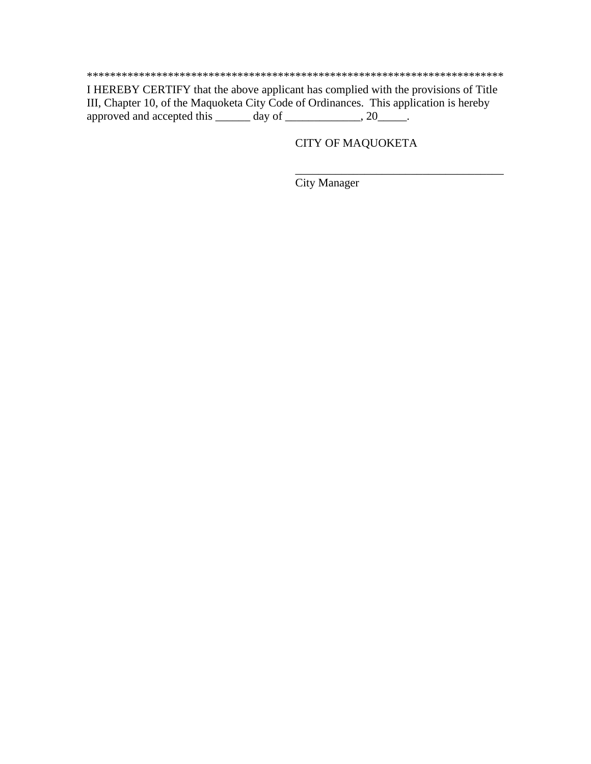*************************************************************************

I HEREBY CERTIFY that the above applicant has complied with the provisions of Title III, Chapter 10, of the Maquoketa City Code of Ordinances. This application is hereby approved and accepted this ______ day of _____________, 20_____.

CITY OF MAQUOKETA

_____________________________________
City Manager